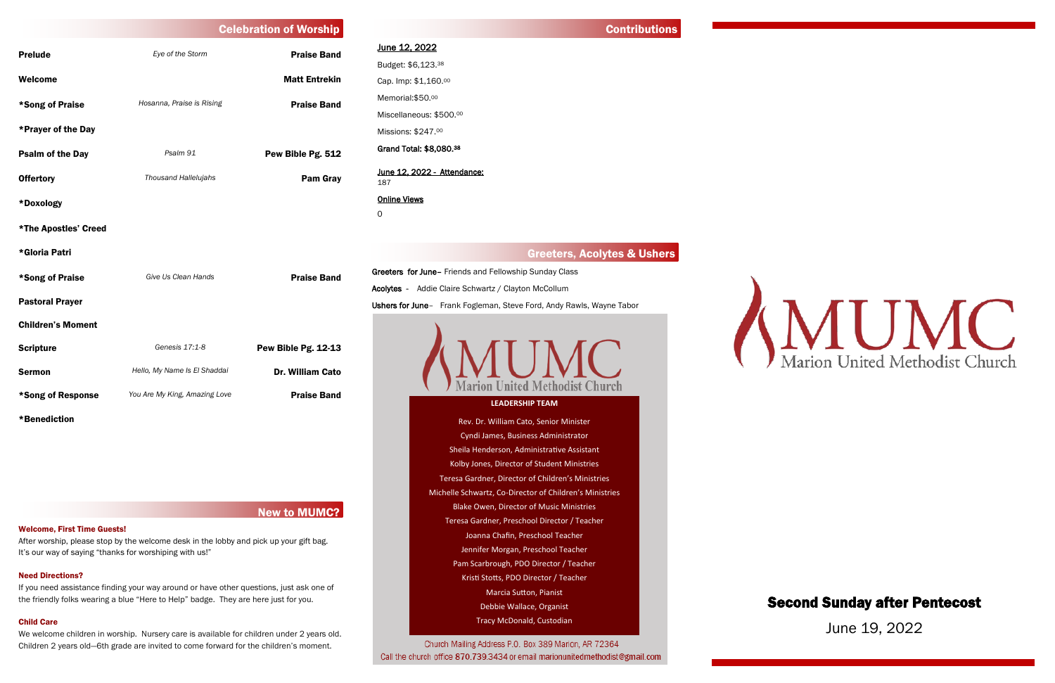## Celebration of Worship

| | | |
|---|---|---|
| **Prelude** | *Eye of the Storm* | **Praise Band** |
| **Welcome** | | **Matt Entrekin** |
| **\*Song of Praise** | *Hosanna, Praise is Rising* | **Praise Band** |
| **\*Prayer of the Day** | | |
| **Psalm of the Day** | *Psalm 91* | **Pew Bible Pg. 512** |
| **Offertory** | *Thousand Hallelujahs* | **Pam Gray** |
| **\*Doxology** | | |
| **\*The Apostles' Creed** | | |
| **\*Gloria Patri** | | |
| **\*Song of Praise** | *Give Us Clean Hands* | **Praise Band** |
| **Pastoral Prayer** | | |
| **Children's Moment** | | |
| **Scripture** | *Genesis 17:1-8* | **Pew Bible Pg. 12-13** |
| **Sermon** | *Hello, My Name Is El Shaddai* | **Dr. William Cato** |
| **\*Song of Response** | *You Are My King, Amazing Love* | **Praise Band** |
| **\*Benediction** | | |

## New to MUMC?

**Welcome, First Time Guests!**

After worship, please stop by the welcome desk in the lobby and pick up your gift bag. It's our way of saying "thanks for worshiping with us!"

**Need Directions?**

If you need assistance finding your way around or have other questions, just ask one of the friendly folks wearing a blue "Here to Help" badge. They are here just for you.

**Child Care**

We welcome children in worship. Nursery care is available for children under 2 years old. Children 2 years old—6th grade are invited to come forward for the children's moment.

## Contributions

June 12, 2022

Budget: $6,123.38

Cap. Imp: $1,160.00

Memorial:$50.00

Miscellaneous: $500.00

Missions: $247.00

**Grand Total: $8,080.38**

June 12, 2022 - Attendance:
187

Online Views
0

## Greeters, Acolytes & Ushers

**Greeters for June**– Friends and Fellowship Sunday Class

**Acolytes** - Addie Claire Schwartz / Clayton McCollum

**Ushers for June**– Frank Fogleman, Steve Ford, Andy Rawls, Wayne Tabor

MUMC
Marion United Methodist Church

**LEADERSHIP TEAM**

Rev. Dr. William Cato, Senior Minister
Cyndi James, Business Administrator
Sheila Henderson, Administrative Assistant
Kolby Jones, Director of Student Ministries
Teresa Gardner, Director of Children's Ministries
Michelle Schwartz, Co-Director of Children's Ministries
Blake Owen, Director of Music Ministries
Teresa Gardner, Preschool Director / Teacher
Joanna Chafin, Preschool Teacher
Jennifer Morgan, Preschool Teacher
Pam Scarbrough, PDO Director / Teacher
Kristi Stotts, PDO Director / Teacher
Marcia Sutton, Pianist
Debbie Wallace, Organist
Tracy McDonald, Custodian

Church Mailing Address P.O. Box 389 Marion, AR 72364
Call the church office 870.739.3434 or email marionunitedmethodist@gmail.com

MUMC
Marion United Methodist Church

# Second Sunday after Pentecost

June 19, 2022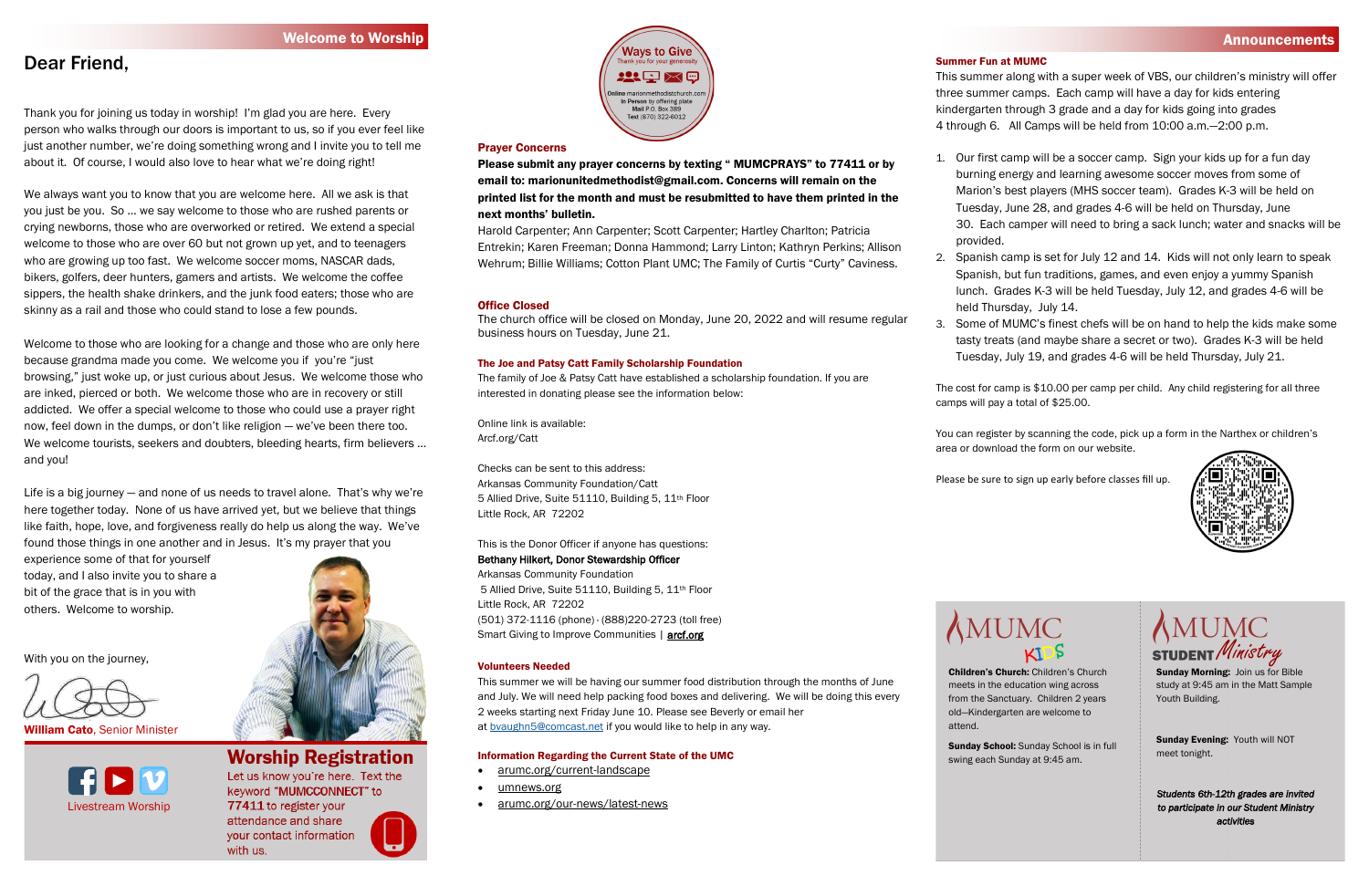## Welcome to Worship

# Dear Friend,

Thank you for joining us today in worship! I'm glad you are here. Every person who walks through our doors is important to us, so if you ever feel like just another number, we're doing something wrong and I invite you to tell me about it. Of course, I would also love to hear what we're doing right!

We always want you to know that you are welcome here. All we ask is that you just be you. So … we say welcome to those who are rushed parents or crying newborns, those who are overworked or retired. We extend a special welcome to those who are over 60 but not grown up yet, and to teenagers who are growing up too fast. We welcome soccer moms, NASCAR dads, bikers, golfers, deer hunters, gamers and artists. We welcome the coffee sippers, the health shake drinkers, and the junk food eaters; those who are skinny as a rail and those who could stand to lose a few pounds.

Welcome to those who are looking for a change and those who are only here because grandma made you come. We welcome you if you're "just browsing," just woke up, or just curious about Jesus. We welcome those who are inked, pierced or both. We welcome those who are in recovery or still addicted. We offer a special welcome to those who could use a prayer right now, feel down in the dumps, or don't like religion — we've been there too. We welcome tourists, seekers and doubters, bleeding hearts, firm believers … and you!

Life is a big journey — and none of us needs to travel alone. That's why we're here together today. None of us have arrived yet, but we believe that things like faith, hope, love, and forgiveness really do help us along the way. We've found those things in one another and in Jesus. It's my prayer that you experience some of that for yourself today, and I also invite you to share a bit of the grace that is in you with others. Welcome to worship.

With you on the journey,

**William Cato**, Senior Minister

Livestream Worship

## Worship Registration

Let us know you're here. Text the keyword "MUMCCONNECT" to 77411 to register your attendance and share your contact information with us.

Ways to Give
Thank you for your generosity
**Online** marionmethodistchurch.com
**In Person** by offering plate
**Mail** P.O. Box 389
**Text** (870) 322-6012

### Prayer Concerns

**Please submit any prayer concerns by texting " MUMCPRAYS" to 77411 or by email to: marionunitedmethodist@gmail.com. Concerns will remain on the printed list for the month and must be resubmitted to have them printed in the next months' bulletin.**

Harold Carpenter; Ann Carpenter; Scott Carpenter; Hartley Charlton; Patricia Entrekin; Karen Freeman; Donna Hammond; Larry Linton; Kathryn Perkins; Allison Wehrum; Billie Williams; Cotton Plant UMC; The Family of Curtis "Curty" Caviness.

### Office Closed

The church office will be closed on Monday, June 20, 2022 and will resume regular business hours on Tuesday, June 21.

### The Joe and Patsy Catt Family Scholarship Foundation

The family of Joe & Patsy Catt have established a scholarship foundation. If you are interested in donating please see the information below:

Online link is available:
Arcf.org/Catt

Checks can be sent to this address:
Arkansas Community Foundation/Catt
5 Allied Drive, Suite 51110, Building 5, 11th Floor
Little Rock, AR 72202

This is the Donor Officer if anyone has questions:
**Bethany Hilkert, Donor Stewardship Officer**
Arkansas Community Foundation
5 Allied Drive, Suite 51110, Building 5, 11th Floor
Little Rock, AR 72202
(501) 372-1116 (phone) · (888)220-2723 (toll free)
Smart Giving to Improve Communities | arcf.org

### Volunteers Needed

This summer we will be having our summer food distribution through the months of June and July. We will need help packing food boxes and delivering. We will be doing this every 2 weeks starting next Friday June 10. Please see Beverly or email her at bvaughn5@comcast.net if you would like to help in any way.

### Information Regarding the Current State of the UMC

- arumc.org/current-landscape
- umnews.org
- arumc.org/our-news/latest-news

## Announcements

### Summer Fun at MUMC

This summer along with a super week of VBS, our children's ministry will offer three summer camps. Each camp will have a day for kids entering kindergarten through 3 grade and a day for kids going into grades 4 through 6. All Camps will be held from 10:00 a.m.—2:00 p.m.

1. Our first camp will be a soccer camp. Sign your kids up for a fun day burning energy and learning awesome soccer moves from some of Marion's best players (MHS soccer team). Grades K-3 will be held on Tuesday, June 28, and grades 4-6 will be held on Thursday, June 30. Each camper will need to bring a sack lunch; water and snacks will be provided.
2. Spanish camp is set for July 12 and 14. Kids will not only learn to speak Spanish, but fun traditions, games, and even enjoy a yummy Spanish lunch. Grades K-3 will be held Tuesday, July 12, and grades 4-6 will be held Thursday, July 14.
3. Some of MUMC's finest chefs will be on hand to help the kids make some tasty treats (and maybe share a secret or two). Grades K-3 will be held Tuesday, July 19, and grades 4-6 will be held Thursday, July 21.

The cost for camp is $10.00 per camp per child. Any child registering for all three camps will pay a total of $25.00.

You can register by scanning the code, pick up a form in the Narthex or children's area or download the form on our website.

Please be sure to sign up early before classes fill up.

### MUMC KIDS

**Children's Church:** Children's Church meets in the education wing across from the Sanctuary. Children 2 years old—Kindergarten are welcome to attend.

**Sunday School:** Sunday School is in full swing each Sunday at 9:45 am.

### MUMC STUDENT Ministry

**Sunday Morning:** Join us for Bible study at 9:45 am in the Matt Sample Youth Building.

**Sunday Evening:** Youth will NOT meet tonight.

***Students 6th-12th grades are invited to participate in our Student Ministry activities***